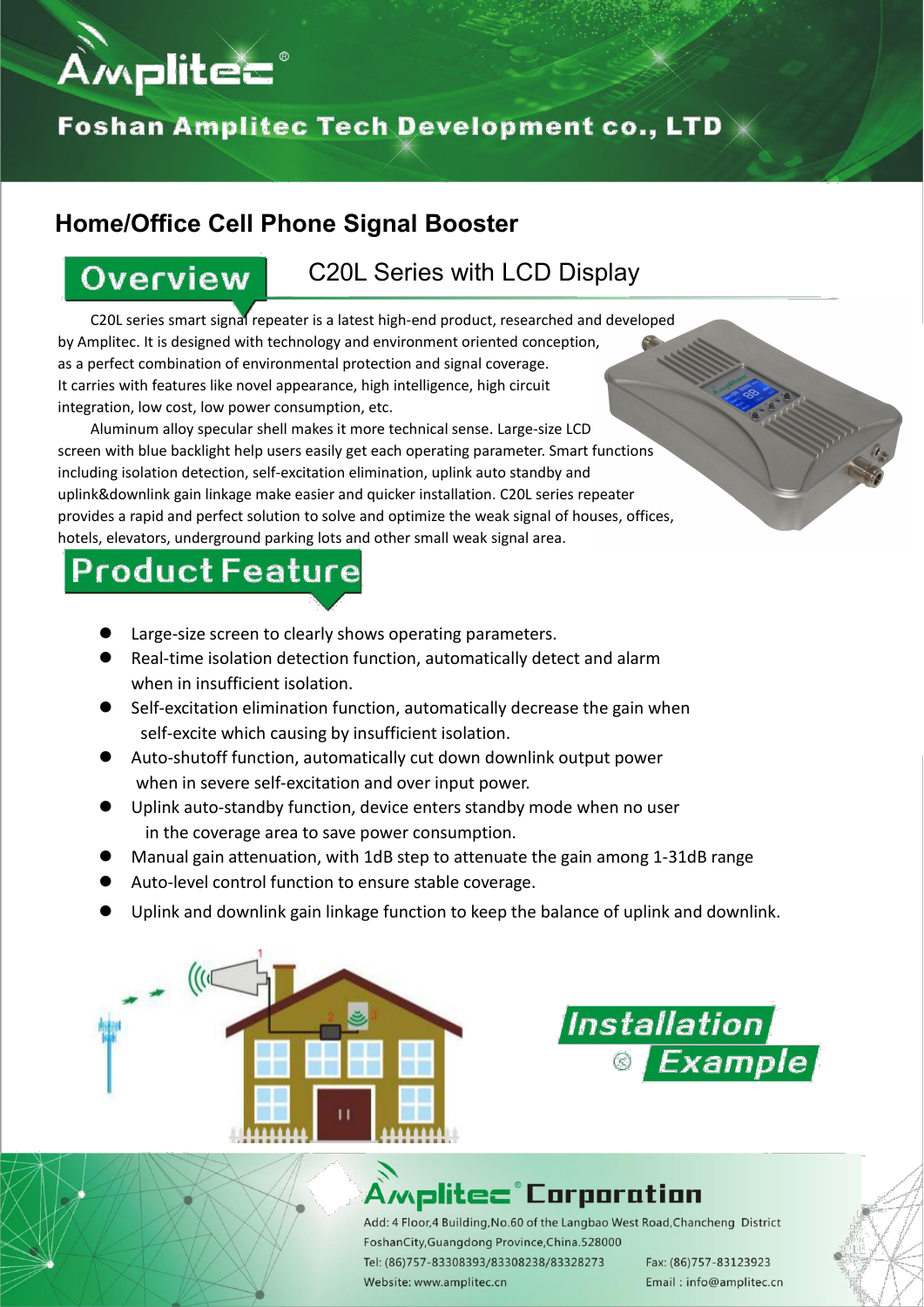# Amplitec®

## Foshan Amplitec Tech Development co., LTD

## Home/Office Cell Phone Signal Booster

### Overview

C20L Series with LCD Display

C20L series smart signal repeater is a latest high-end product, researched and developed by Amplitec. It is designed with technology and environment oriented conception, as a perfect combination of environmental protection and signal coverage. It carries with features like novel appearance, high intelligence, high circuit integration, low cost, low power consumption, etc.

Aluminum alloy specular shell makes it more technical sense. Large-size LCD screen with blue backlight help users easily get each operating parameter. Smart functions including isolation detection, self-excitation elimination, uplink auto standby and uplink&downlink gain linkage make easier and quicker installation. C20L series repeater provides a rapid and perfect solution to solve and optimize the weak signal of houses, offices, hotels, elevators, underground parking lots and other small weak signal area.

### Product Feature

- Large-size screen to clearly shows operating parameters.
- Real-time isolation detection function, automatically detect and alarm when in insufficient isolation.
- Self-excitation elimination function, automatically decrease the gain when self-excite which causing by insufficient isolation.
- Auto-shutoff function, automatically cut down downlink output power when in severe self-excitation and over input power.
- Uplink auto-standby function, device enters standby mode when no user in the coverage area to save power consumption.
- Manual gain attenuation, with 1dB step to attenuate the gain among 1-31dB range
- Auto-level control function to ensure stable coverage.
- Uplink and downlink gain linkage function to keep the balance of uplink and downlink.

### Installation Example

**Amplitec® Corporation**

Add: 4 Floor,4 Building,No.60 of the Langbao West Road,Chancheng District FoshanCity,Guangdong Province,China.528000

Tel: (86)757-83308393/83308238/83328273 Fax: (86)757-83123923

Website: www.amplitec.cn Email : info@amplitec.cn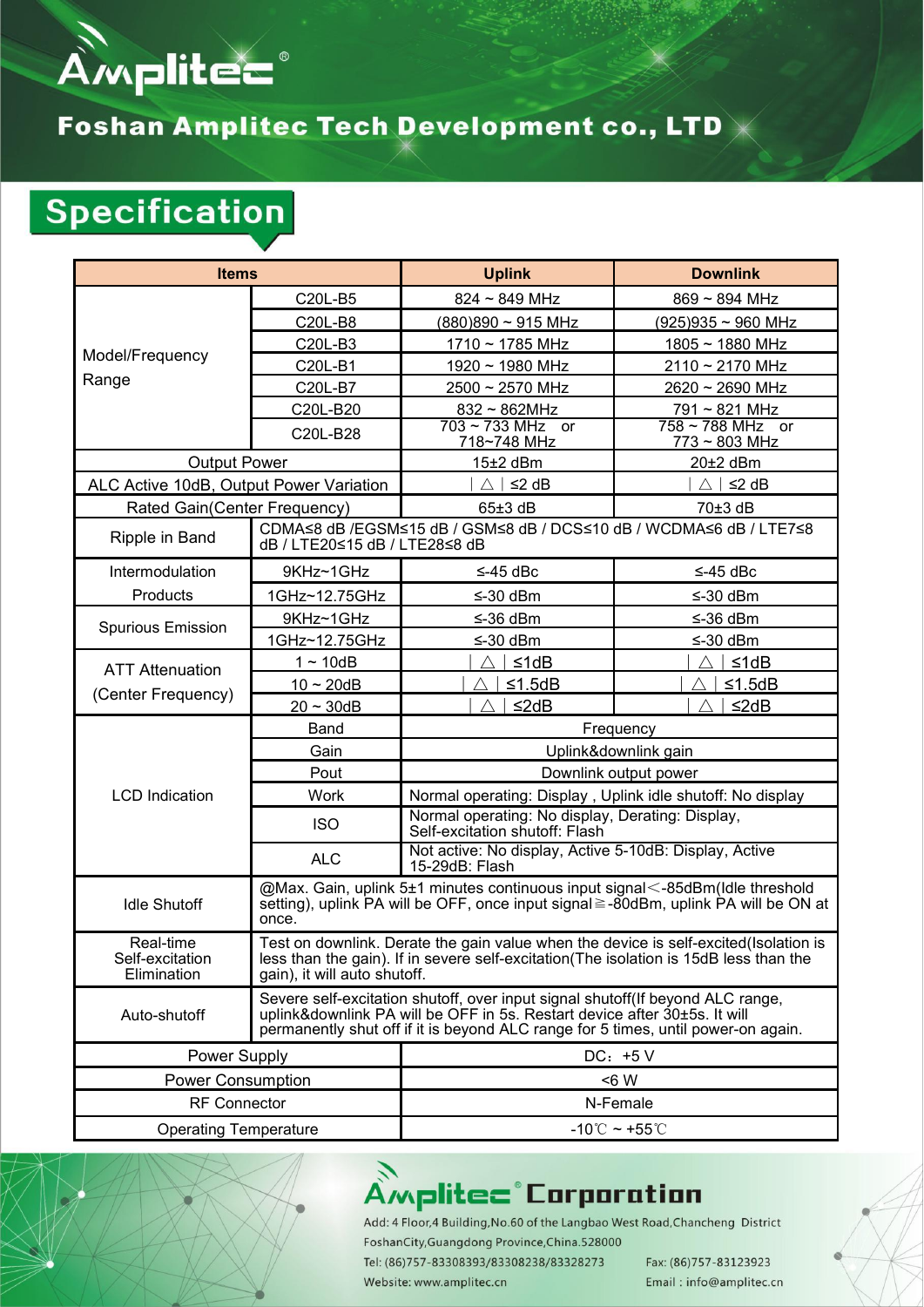# Foshan Amplitec Tech Development co., LTD

## Specification

| Items | | Uplink | Downlink |
|---|---|---|---|
| Model/Frequency Range | C20L-B5 | 824 ~ 849 MHz | 869 ~ 894 MHz |
| | C20L-B8 | (880)890 ~ 915 MHz | (925)935 ~ 960 MHz |
| | C20L-B3 | 1710 ~ 1785 MHz | 1805 ~ 1880 MHz |
| | C20L-B1 | 1920 ~ 1980 MHz | 2110 ~ 2170 MHz |
| | C20L-B7 | 2500 ~ 2570 MHz | 2620 ~ 2690 MHz |
| | C20L-B20 | 832 ~ 862MHz | 791 ~ 821 MHz |
| | C20L-B28 | 703 ~ 733 MHz or 718~748 MHz | 758 ~ 788 MHz or 773 ~ 803 MHz |
| Output Power | | 15±2 dBm | 20±2 dBm |
| ALC Active 10dB, Output Power Variation | | \|△\| ≤2 dB | \|△\| ≤2 dB |
| Rated Gain(Center Frequency) | | 65±3 dB | 70±3 dB |
| Ripple in Band | CDMA≤8 dB /EGSM≤15 dB / GSM≤8 dB / DCS≤10 dB / WCDMA≤6 dB / LTE7≤8 dB / LTE20≤15 dB / LTE28≤8 dB | | |
| Intermodulation Products | 9KHz~1GHz | ≤-45 dBc | ≤-45 dBc |
| | 1GHz~12.75GHz | ≤-30 dBm | ≤-30 dBm |
| Spurious Emission | 9KHz~1GHz | ≤-36 dBm | ≤-36 dBm |
| | 1GHz~12.75GHz | ≤-30 dBm | ≤-30 dBm |
| ATT Attenuation (Center Frequency) | 1 ~ 10dB | \|△\| ≤1dB | \|△\| ≤1dB |
| | 10 ~ 20dB | \|△\| ≤1.5dB | \|△\| ≤1.5dB |
| | 20 ~ 30dB | \|△\| ≤2dB | \|△\| ≤2dB |
| LCD Indication | Band | Frequency | |
| | Gain | Uplink&downlink gain | |
| | Pout | Downlink output power | |
| | Work | Normal operating: Display , Uplink idle shutoff: No display | |
| | ISO | Normal operating: No display, Derating: Display, Self-excitation shutoff: Flash | |
| | ALC | Not active: No display, Active 5-10dB: Display, Active 15-29dB: Flash | |
| Idle Shutoff | @Max. Gain, uplink 5±1 minutes continuous input signal＜-85dBm(Idle threshold setting), uplink PA will be OFF, once input signal≧-80dBm, uplink PA will be ON at once. | | |
| Real-time Self-excitation Elimination | Test on downlink. Derate the gain value when the device is self-excited(Isolation is less than the gain). If in severe self-excitation(The isolation is 15dB less than the gain), it will auto shutoff. | | |
| Auto-shutoff | Severe self-excitation shutoff, over input signal shutoff(If beyond ALC range, uplink&downlink PA will be OFF in 5s. Restart device after 30±5s. It will permanently shut off if it is beyond ALC range for 5 times, until power-on again. | | |
| Power Supply | | DC：+5 V | |
| Power Consumption | | <6 W | |
| RF Connector | | N-Female | |
| Operating Temperature | | -10℃ ~ +55℃ | |

**Amplitec® Corporation**

Add: 4 Floor,4 Building,No.60 of the Langbao West Road,Chancheng District FoshanCity,Guangdong Province,China.528000

Tel: (86)757-83308393/83308238/83328273 Fax: (86)757-83123923

Website: www.amplitec.cn Email : info@amplitec.cn